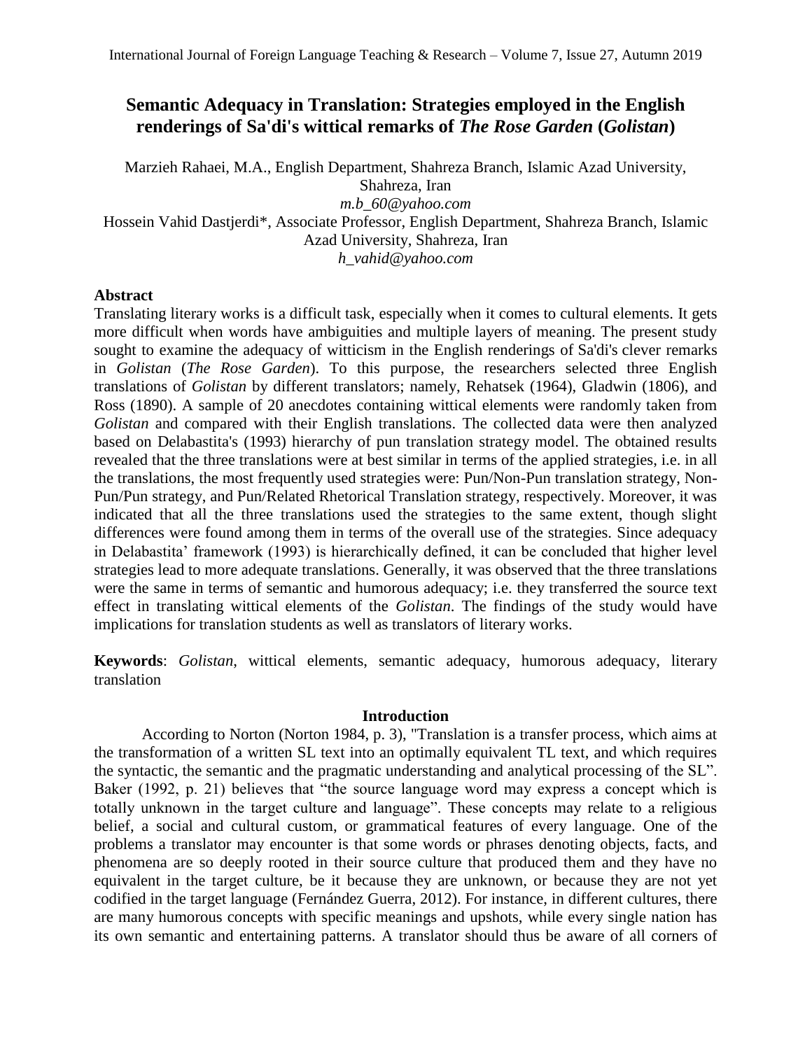# Semantic Adequacy in Translation: Strategies employed in the English renderings of Sa'di's wittical remarks of *The Rose Garden* (*Golistan*)

Marzieh Rahaei, M.A., English Department, Shahreza Branch, Islamic Azad University, Shahreza, Iran
*m.b_60@yahoo.com*
Hossein Vahid Dastjerdi*, Associate Professor, English Department, Shahreza Branch, Islamic Azad University, Shahreza, Iran
*h_vahid@yahoo.com*

### Abstract

Translating literary works is a difficult task, especially when it comes to cultural elements. It gets more difficult when words have ambiguities and multiple layers of meaning. The present study sought to examine the adequacy of witticism in the English renderings of Sa'di's clever remarks in *Golistan* (*The Rose Garden*). To this purpose, the researchers selected three English translations of *Golistan* by different translators; namely, Rehatsek (1964), Gladwin (1806), and Ross (1890). A sample of 20 anecdotes containing wittical elements were randomly taken from *Golistan* and compared with their English translations. The collected data were then analyzed based on Delabastita's (1993) hierarchy of pun translation strategy model. The obtained results revealed that the three translations were at best similar in terms of the applied strategies, i.e. in all the translations, the most frequently used strategies were: Pun/Non-Pun translation strategy, Non-Pun/Pun strategy, and Pun/Related Rhetorical Translation strategy, respectively. Moreover, it was indicated that all the three translations used the strategies to the same extent, though slight differences were found among them in terms of the overall use of the strategies. Since adequacy in Delabastita' framework (1993) is hierarchically defined, it can be concluded that higher level strategies lead to more adequate translations. Generally, it was observed that the three translations were the same in terms of semantic and humorous adequacy; i.e. they transferred the source text effect in translating wittical elements of the *Golistan*. The findings of the study would have implications for translation students as well as translators of literary works.

**Keywords**: *Golistan*, wittical elements, semantic adequacy, humorous adequacy, literary translation

### Introduction

According to Norton (Norton 1984, p. 3), "Translation is a transfer process, which aims at the transformation of a written SL text into an optimally equivalent TL text, and which requires the syntactic, the semantic and the pragmatic understanding and analytical processing of the SL". Baker (1992, p. 21) believes that "the source language word may express a concept which is totally unknown in the target culture and language". These concepts may relate to a religious belief, a social and cultural custom, or grammatical features of every language. One of the problems a translator may encounter is that some words or phrases denoting objects, facts, and phenomena are so deeply rooted in their source culture that produced them and they have no equivalent in the target culture, be it because they are unknown, or because they are not yet codified in the target language (Fernández Guerra, 2012). For instance, in different cultures, there are many humorous concepts with specific meanings and upshots, while every single nation has its own semantic and entertaining patterns. A translator should thus be aware of all corners of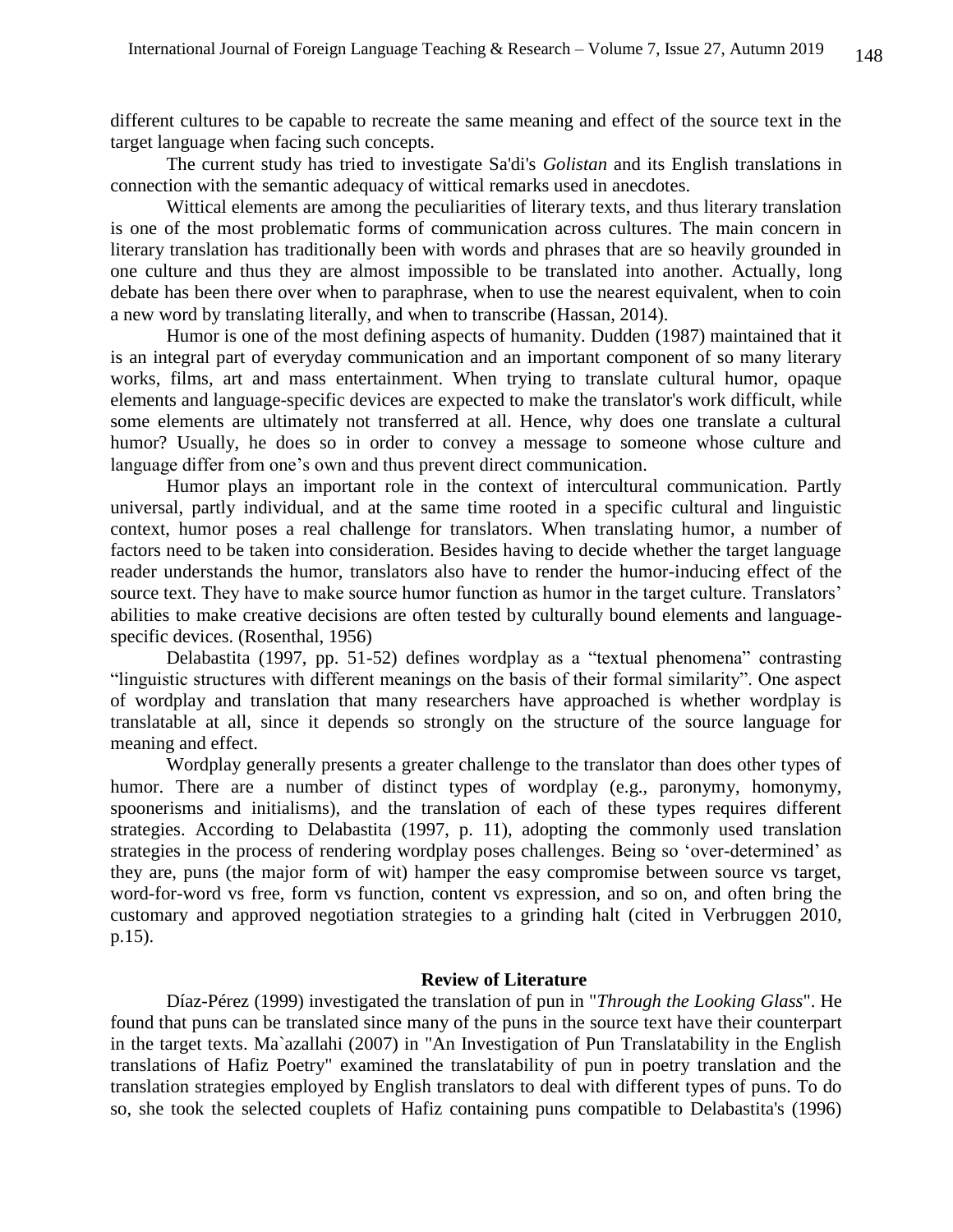different cultures to be capable to recreate the same meaning and effect of the source text in the target language when facing such concepts.

The current study has tried to investigate Sa'di's *Golistan* and its English translations in connection with the semantic adequacy of wittical remarks used in anecdotes.

Wittical elements are among the peculiarities of literary texts, and thus literary translation is one of the most problematic forms of communication across cultures. The main concern in literary translation has traditionally been with words and phrases that are so heavily grounded in one culture and thus they are almost impossible to be translated into another. Actually, long debate has been there over when to paraphrase, when to use the nearest equivalent, when to coin a new word by translating literally, and when to transcribe (Hassan, 2014).

Humor is one of the most defining aspects of humanity. Dudden (1987) maintained that it is an integral part of everyday communication and an important component of so many literary works, films, art and mass entertainment. When trying to translate cultural humor, opaque elements and language-specific devices are expected to make the translator's work difficult, while some elements are ultimately not transferred at all. Hence, why does one translate a cultural humor? Usually, he does so in order to convey a message to someone whose culture and language differ from one's own and thus prevent direct communication.

Humor plays an important role in the context of intercultural communication. Partly universal, partly individual, and at the same time rooted in a specific cultural and linguistic context, humor poses a real challenge for translators. When translating humor, a number of factors need to be taken into consideration. Besides having to decide whether the target language reader understands the humor, translators also have to render the humor-inducing effect of the source text. They have to make source humor function as humor in the target culture. Translators' abilities to make creative decisions are often tested by culturally bound elements and language-specific devices. (Rosenthal, 1956)

Delabastita (1997, pp. 51-52) defines wordplay as a "textual phenomena" contrasting "linguistic structures with different meanings on the basis of their formal similarity". One aspect of wordplay and translation that many researchers have approached is whether wordplay is translatable at all, since it depends so strongly on the structure of the source language for meaning and effect.

Wordplay generally presents a greater challenge to the translator than does other types of humor. There are a number of distinct types of wordplay (e.g., paronymy, homonymy, spoonerisms and initialisms), and the translation of each of these types requires different strategies. According to Delabastita (1997, p. 11), adopting the commonly used translation strategies in the process of rendering wordplay poses challenges. Being so 'over-determined' as they are, puns (the major form of wit) hamper the easy compromise between source vs target, word-for-word vs free, form vs function, content vs expression, and so on, and often bring the customary and approved negotiation strategies to a grinding halt (cited in Verbruggen 2010, p.15).

## Review of Literature

Díaz-Pérez (1999) investigated the translation of pun in "*Through the Looking Glass*". He found that puns can be translated since many of the puns in the source text have their counterpart in the target texts. Ma`azallahi (2007) in "An Investigation of Pun Translatability in the English translations of Hafiz Poetry" examined the translatability of pun in poetry translation and the translation strategies employed by English translators to deal with different types of puns. To do so, she took the selected couplets of Hafiz containing puns compatible to Delabastita's (1996)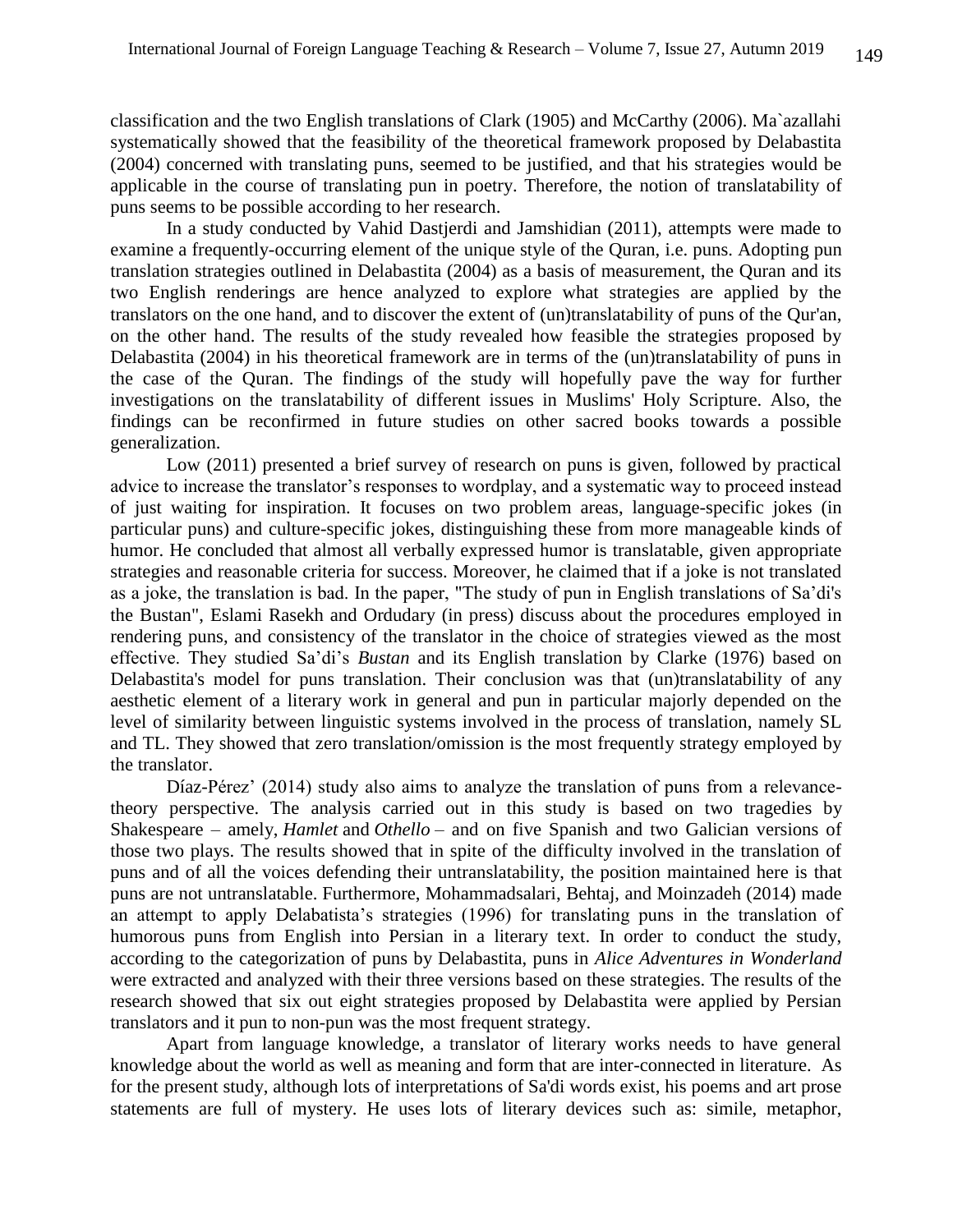classification and the two English translations of Clark (1905) and McCarthy (2006). Ma`azallahi systematically showed that the feasibility of the theoretical framework proposed by Delabastita (2004) concerned with translating puns, seemed to be justified, and that his strategies would be applicable in the course of translating pun in poetry. Therefore, the notion of translatability of puns seems to be possible according to her research.

In a study conducted by Vahid Dastjerdi and Jamshidian (2011), attempts were made to examine a frequently-occurring element of the unique style of the Quran, i.e. puns. Adopting pun translation strategies outlined in Delabastita (2004) as a basis of measurement, the Quran and its two English renderings are hence analyzed to explore what strategies are applied by the translators on the one hand, and to discover the extent of (un)translatability of puns of the Qur'an, on the other hand. The results of the study revealed how feasible the strategies proposed by Delabastita (2004) in his theoretical framework are in terms of the (un)translatability of puns in the case of the Quran. The findings of the study will hopefully pave the way for further investigations on the translatability of different issues in Muslims' Holy Scripture. Also, the findings can be reconfirmed in future studies on other sacred books towards a possible generalization.

Low (2011) presented a brief survey of research on puns is given, followed by practical advice to increase the translator's responses to wordplay, and a systematic way to proceed instead of just waiting for inspiration. It focuses on two problem areas, language-specific jokes (in particular puns) and culture-specific jokes, distinguishing these from more manageable kinds of humor. He concluded that almost all verbally expressed humor is translatable, given appropriate strategies and reasonable criteria for success. Moreover, he claimed that if a joke is not translated as a joke, the translation is bad. In the paper, "The study of pun in English translations of Sa'di's the Bustan", Eslami Rasekh and Ordudary (in press) discuss about the procedures employed in rendering puns, and consistency of the translator in the choice of strategies viewed as the most effective. They studied Sa'di's *Bustan* and its English translation by Clarke (1976) based on Delabastita's model for puns translation. Their conclusion was that (un)translatability of any aesthetic element of a literary work in general and pun in particular majorly depended on the level of similarity between linguistic systems involved in the process of translation, namely SL and TL. They showed that zero translation/omission is the most frequently strategy employed by the translator.

Díaz-Pérez' (2014) study also aims to analyze the translation of puns from a relevance-theory perspective. The analysis carried out in this study is based on two tragedies by Shakespeare – amely, *Hamlet* and *Othello* – and on five Spanish and two Galician versions of those two plays. The results showed that in spite of the difficulty involved in the translation of puns and of all the voices defending their untranslatability, the position maintained here is that puns are not untranslatable. Furthermore, Mohammadsalari, Behtaj, and Moinzadeh (2014) made an attempt to apply Delabatista's strategies (1996) for translating puns in the translation of humorous puns from English into Persian in a literary text. In order to conduct the study, according to the categorization of puns by Delabastita, puns in *Alice Adventures in Wonderland* were extracted and analyzed with their three versions based on these strategies. The results of the research showed that six out eight strategies proposed by Delabastita were applied by Persian translators and it pun to non-pun was the most frequent strategy.

Apart from language knowledge, a translator of literary works needs to have general knowledge about the world as well as meaning and form that are inter-connected in literature. As for the present study, although lots of interpretations of Sa'di words exist, his poems and art prose statements are full of mystery. He uses lots of literary devices such as: simile, metaphor,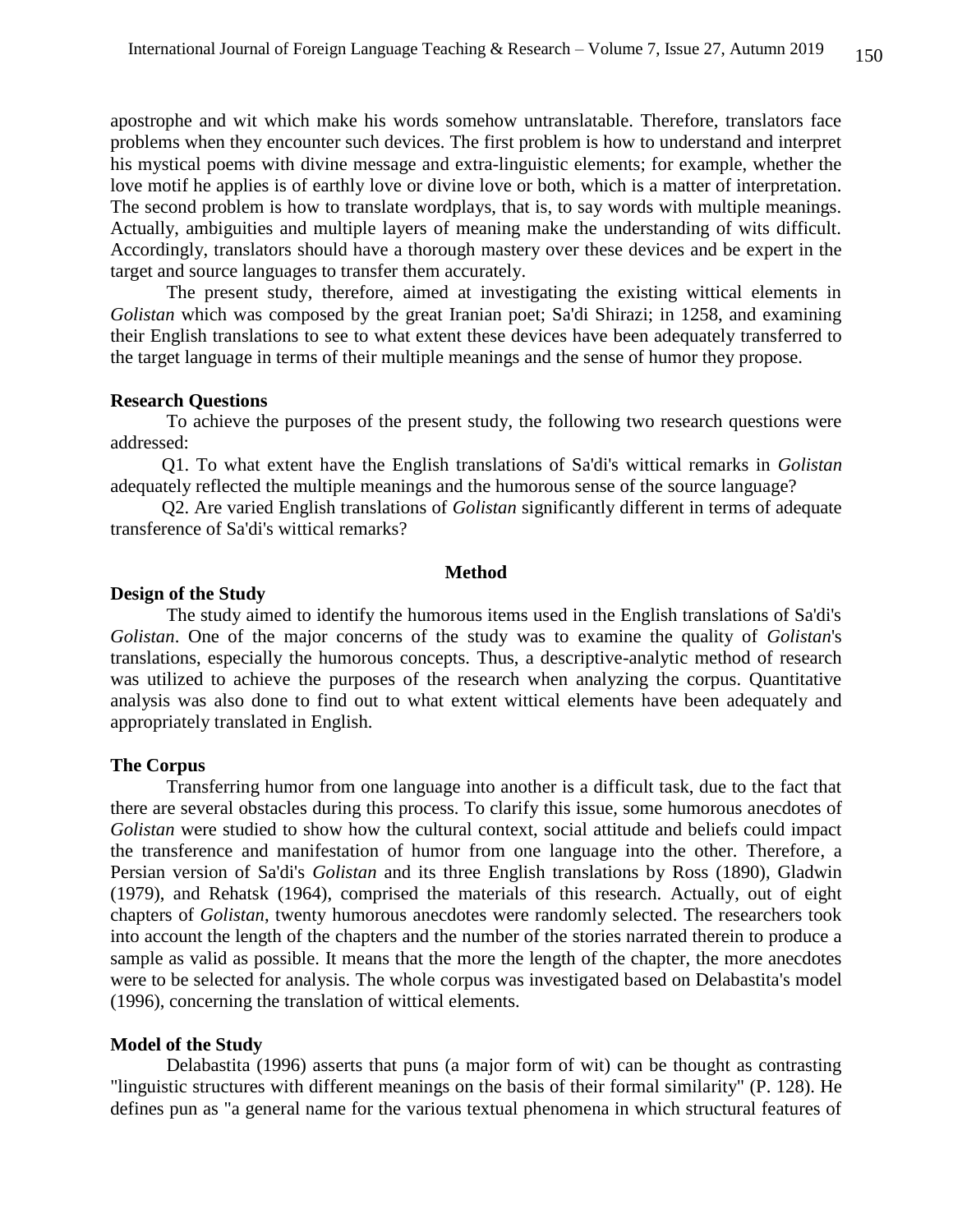apostrophe and wit which make his words somehow untranslatable. Therefore, translators face problems when they encounter such devices. The first problem is how to understand and interpret his mystical poems with divine message and extra-linguistic elements; for example, whether the love motif he applies is of earthly love or divine love or both, which is a matter of interpretation. The second problem is how to translate wordplays, that is, to say words with multiple meanings. Actually, ambiguities and multiple layers of meaning make the understanding of wits difficult. Accordingly, translators should have a thorough mastery over these devices and be expert in the target and source languages to transfer them accurately.

The present study, therefore, aimed at investigating the existing wittical elements in *Golistan* which was composed by the great Iranian poet; Sa'di Shirazi; in 1258, and examining their English translations to see to what extent these devices have been adequately transferred to the target language in terms of their multiple meanings and the sense of humor they propose.

### Research Questions

To achieve the purposes of the present study, the following two research questions were addressed:

Q1. To what extent have the English translations of Sa'di's wittical remarks in *Golistan* adequately reflected the multiple meanings and the humorous sense of the source language?

Q2. Are varied English translations of *Golistan* significantly different in terms of adequate transference of Sa'di's wittical remarks?

## Method

### Design of the Study

The study aimed to identify the humorous items used in the English translations of Sa'di's *Golistan*. One of the major concerns of the study was to examine the quality of *Golistan*'s translations, especially the humorous concepts. Thus, a descriptive-analytic method of research was utilized to achieve the purposes of the research when analyzing the corpus. Quantitative analysis was also done to find out to what extent wittical elements have been adequately and appropriately translated in English.

### The Corpus

Transferring humor from one language into another is a difficult task, due to the fact that there are several obstacles during this process. To clarify this issue, some humorous anecdotes of *Golistan* were studied to show how the cultural context, social attitude and beliefs could impact the transference and manifestation of humor from one language into the other. Therefore, a Persian version of Sa'di's *Golistan* and its three English translations by Ross (1890), Gladwin (1979), and Rehatsk (1964), comprised the materials of this research. Actually, out of eight chapters of *Golistan*, twenty humorous anecdotes were randomly selected. The researchers took into account the length of the chapters and the number of the stories narrated therein to produce a sample as valid as possible. It means that the more the length of the chapter, the more anecdotes were to be selected for analysis. The whole corpus was investigated based on Delabastita's model (1996), concerning the translation of wittical elements.

### Model of the Study

Delabastita (1996) asserts that puns (a major form of wit) can be thought as contrasting "linguistic structures with different meanings on the basis of their formal similarity" (P. 128). He defines pun as "a general name for the various textual phenomena in which structural features of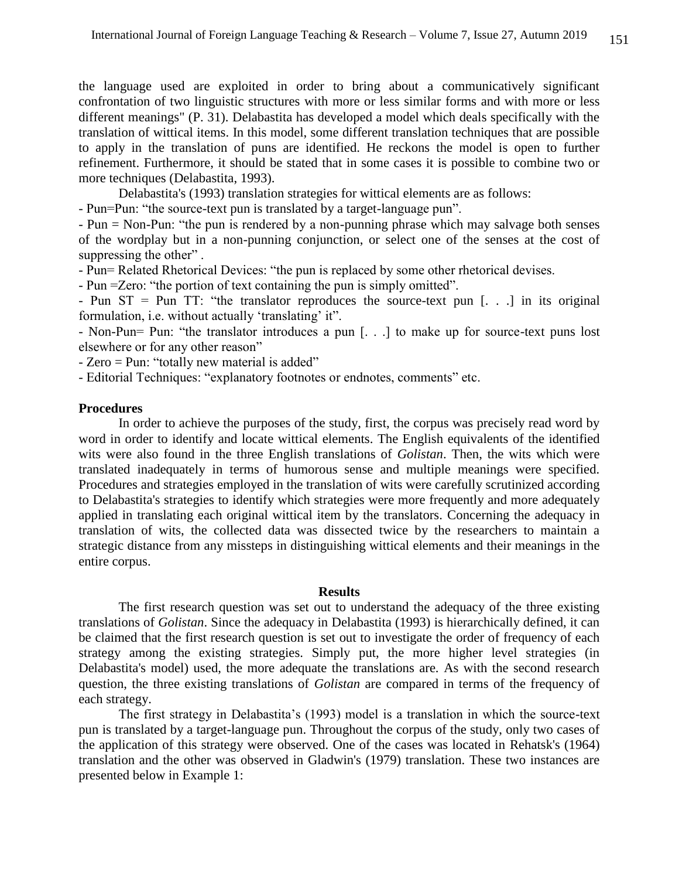the language used are exploited in order to bring about a communicatively significant confrontation of two linguistic structures with more or less similar forms and with more or less different meanings" (P. 31). Delabastita has developed a model which deals specifically with the translation of wittical items. In this model, some different translation techniques that are possible to apply in the translation of puns are identified. He reckons the model is open to further refinement. Furthermore, it should be stated that in some cases it is possible to combine two or more techniques (Delabastita, 1993).

Delabastita's (1993) translation strategies for wittical elements are as follows:

- Pun=Pun: "the source-text pun is translated by a target-language pun".
- Pun = Non-Pun: "the pun is rendered by a non-punning phrase which may salvage both senses of the wordplay but in a non-punning conjunction, or select one of the senses at the cost of suppressing the other" .
- Pun= Related Rhetorical Devices: "the pun is replaced by some other rhetorical devises.
- Pun =Zero: "the portion of text containing the pun is simply omitted".
- Pun ST = Pun TT: "the translator reproduces the source-text pun [. . .] in its original formulation, i.e. without actually 'translating' it".
- Non-Pun= Pun: "the translator introduces a pun [. . .] to make up for source-text puns lost elsewhere or for any other reason"
- Zero = Pun: "totally new material is added"
- Editorial Techniques: "explanatory footnotes or endnotes, comments" etc.

**Procedures**

In order to achieve the purposes of the study, first, the corpus was precisely read word by word in order to identify and locate wittical elements. The English equivalents of the identified wits were also found in the three English translations of *Golistan*. Then, the wits which were translated inadequately in terms of humorous sense and multiple meanings were specified. Procedures and strategies employed in the translation of wits were carefully scrutinized according to Delabastita's strategies to identify which strategies were more frequently and more adequately applied in translating each original wittical item by the translators. Concerning the adequacy in translation of wits, the collected data was dissected twice by the researchers to maintain a strategic distance from any missteps in distinguishing wittical elements and their meanings in the entire corpus.

## Results

The first research question was set out to understand the adequacy of the three existing translations of *Golistan*. Since the adequacy in Delabastita (1993) is hierarchically defined, it can be claimed that the first research question is set out to investigate the order of frequency of each strategy among the existing strategies. Simply put, the more higher level strategies (in Delabastita's model) used, the more adequate the translations are. As with the second research question, the three existing translations of *Golistan* are compared in terms of the frequency of each strategy.

The first strategy in Delabastita's (1993) model is a translation in which the source-text pun is translated by a target-language pun. Throughout the corpus of the study, only two cases of the application of this strategy were observed. One of the cases was located in Rehatsk's (1964) translation and the other was observed in Gladwin's (1979) translation. These two instances are presented below in Example 1: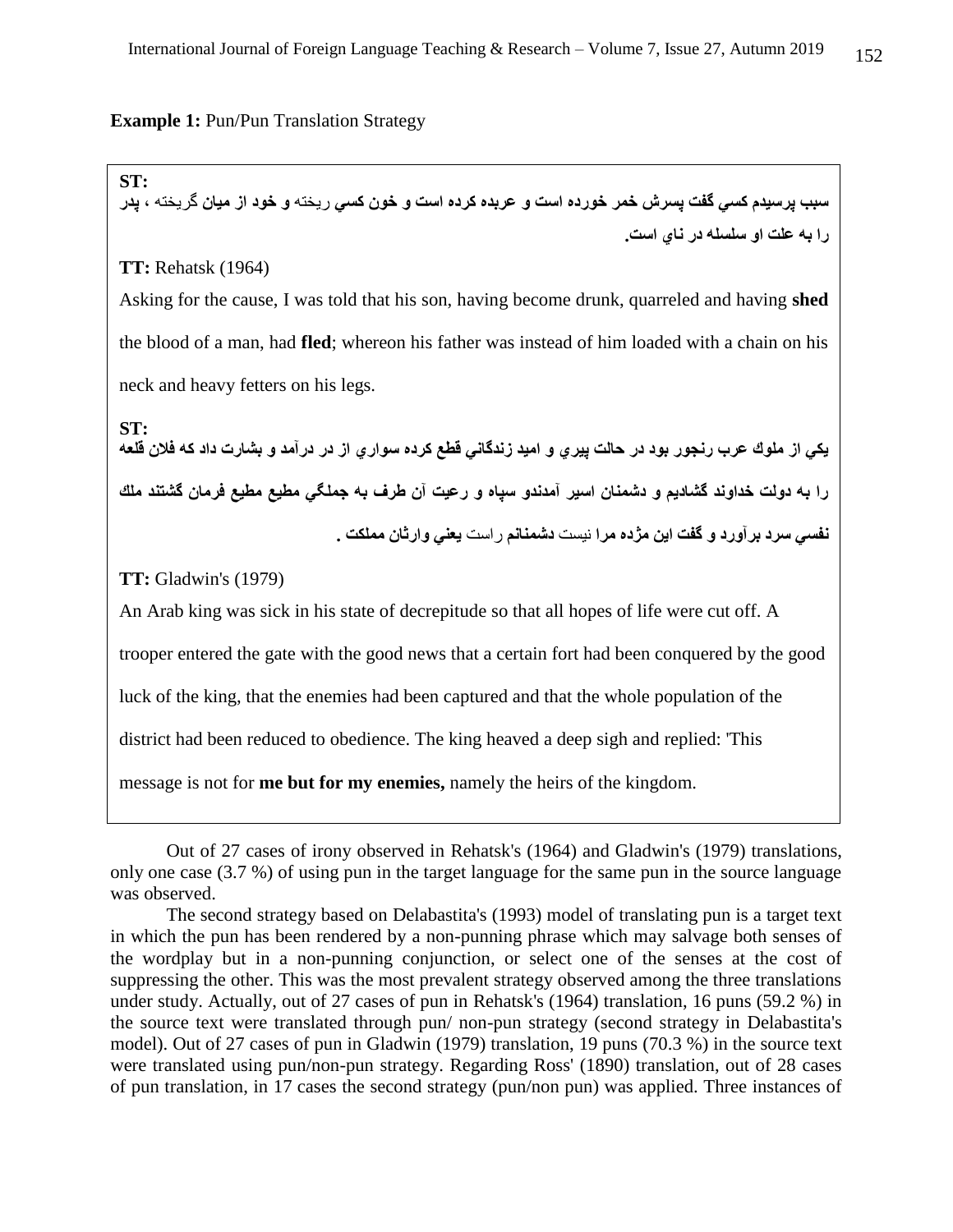**Example 1:** Pun/Pun Translation Strategy

**ST:**

**سبب پرسيدم كسي گفت پسرش خمر خورده است و عربده كرده است و خون كسي** ريخته **و خود از ميان** گريخته ، **پدر را به علت او سلسله در ناي است.**

**TT:** Rehatsk (1964)

Asking for the cause, I was told that his son, having become drunk, quarreled and having **shed** the blood of a man, had **fled**; whereon his father was instead of him loaded with a chain on his neck and heavy fetters on his legs.

**ST:**

**يكي از ملوك عرب رنجور بود در حالت پيري و اميد زندگاني قطع كرده سواري از در درآمد و بشارت داد كه فلان قلعه را به دولت خداوند گشاديم و دشمنان اسير آمدندو سپاه و رعيت آن طرف به جملگي مطيع فرمان گشتند ملك نفسي سرد برآورد و گفت اين مژده مرا** نيست **دشمنانم** راست **يعني وارثان مملكت .**

**TT:** Gladwin's (1979)

An Arab king was sick in his state of decrepitude so that all hopes of life were cut off. A trooper entered the gate with the good news that a certain fort had been conquered by the good luck of the king, that the enemies had been captured and that the whole population of the district had been reduced to obedience. The king heaved a deep sigh and replied: 'This message is not for **me but for my enemies,** namely the heirs of the kingdom.

Out of 27 cases of irony observed in Rehatsk's (1964) and Gladwin's (1979) translations, only one case (3.7 %) of using pun in the target language for the same pun in the source language was observed.

The second strategy based on Delabastita's (1993) model of translating pun is a target text in which the pun has been rendered by a non-punning phrase which may salvage both senses of the wordplay but in a non-punning conjunction, or select one of the senses at the cost of suppressing the other. This was the most prevalent strategy observed among the three translations under study. Actually, out of 27 cases of pun in Rehatsk's (1964) translation, 16 puns (59.2 %) in the source text were translated through pun/ non-pun strategy (second strategy in Delabastita's model). Out of 27 cases of pun in Gladwin (1979) translation, 19 puns (70.3 %) in the source text were translated using pun/non-pun strategy. Regarding Ross' (1890) translation, out of 28 cases of pun translation, in 17 cases the second strategy (pun/non pun) was applied. Three instances of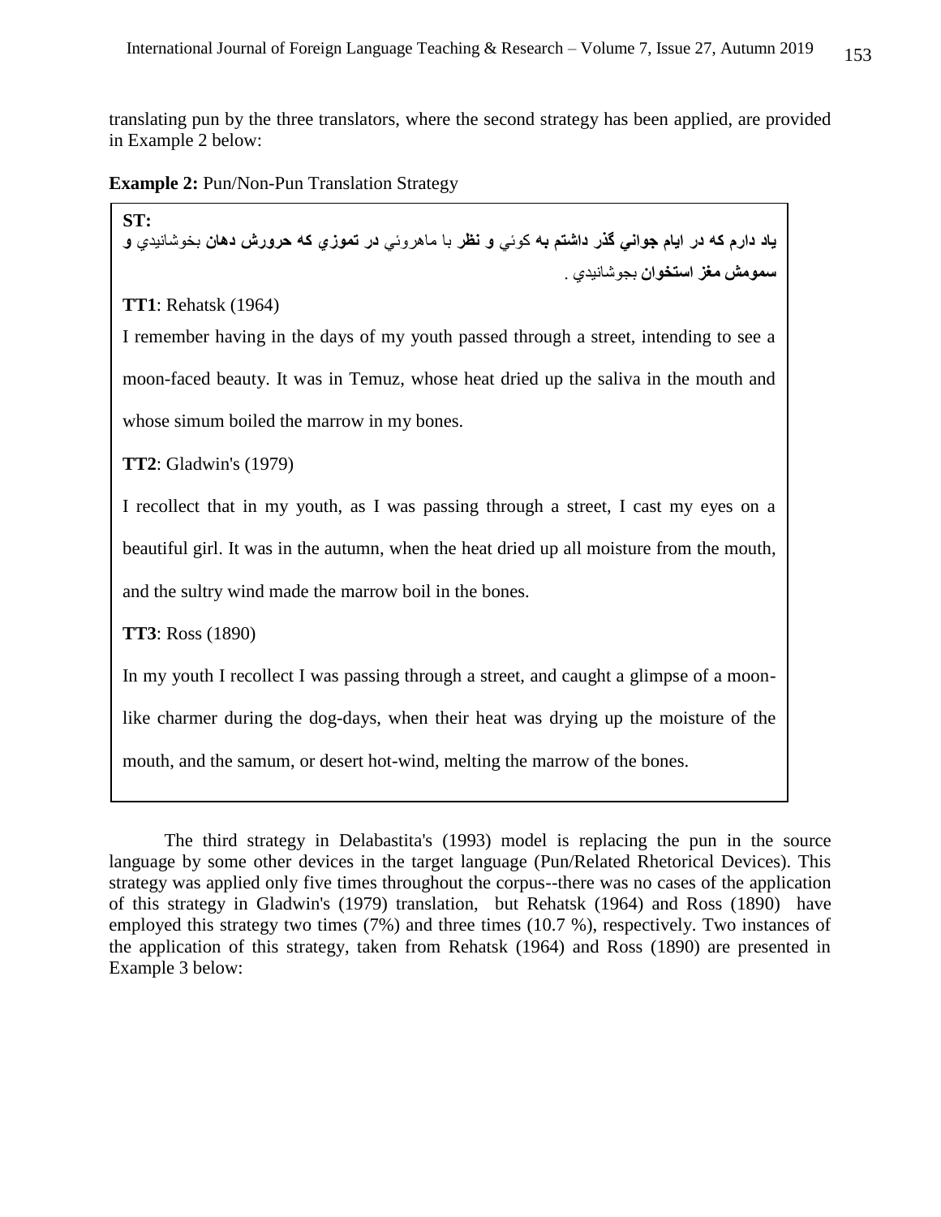translating pun by the three translators, where the second strategy has been applied, are provided in Example 2 below:

**Example 2:** Pun/Non-Pun Translation Strategy

**ST:**

**یاد دارم که در ایام جواني گذر داشتم به** کوئي **و نظر** با ماهروئي **در تموزي که حرورش دهان** بخوشانیدي **و سمومش مغز استخوان** بجوشانیدي .

**TT1**: Rehatsk (1964)

I remember having in the days of my youth passed through a street, intending to see a moon-faced beauty. It was in Temuz, whose heat dried up the saliva in the mouth and whose simum boiled the marrow in my bones.

**TT2**: Gladwin's (1979)

I recollect that in my youth, as I was passing through a street, I cast my eyes on a beautiful girl. It was in the autumn, when the heat dried up all moisture from the mouth, and the sultry wind made the marrow boil in the bones.

**TT3**: Ross (1890)

In my youth I recollect I was passing through a street, and caught a glimpse of a moon-like charmer during the dog-days, when their heat was drying up the moisture of the mouth, and the samum, or desert hot-wind, melting the marrow of the bones.

The third strategy in Delabastita's (1993) model is replacing the pun in the source language by some other devices in the target language (Pun/Related Rhetorical Devices). This strategy was applied only five times throughout the corpus--there was no cases of the application of this strategy in Gladwin's (1979) translation, but Rehatsk (1964) and Ross (1890) have employed this strategy two times (7%) and three times (10.7 %), respectively. Two instances of the application of this strategy, taken from Rehatsk (1964) and Ross (1890) are presented in Example 3 below: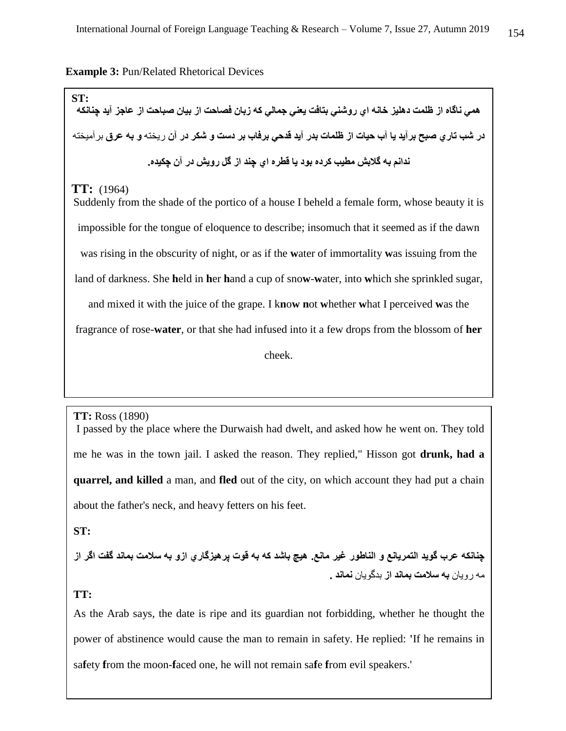**Example 3:** Pun/Related Rhetorical Devices

**ST:**

**همي ناگاه از ظلمت دهليز خانه اي روشني بتافت يعني جمالي كه زبان فصاحت از بيان صباحت از عاجز آيد چنانكه در شب تاري صبح برآيد يا آب حيات از ظلمات بدر آيد قدحي برفاب بر دست و شكر در آن** ريخته **و به عرق** برآميخته **ندانم به گلابش مطيب كرده بود يا قطره اي چند از گل رويش در آن چكيده.**

**TT:** (1964)

Suddenly from the shade of the portico of a house I beheld a female form, whose beauty it is impossible for the tongue of eloquence to describe; insomuch that it seemed as if the dawn was rising in the obscurity of night, or as if the **w**ater of immortality **w**as issuing from the land of darkness. She **h**eld in **h**er **h**and a cup of sno**w**-**w**ater, into **w**hich she sprinkled sugar, and mixed it with the juice of the grape. I k**n**o**w** **n**ot **w**hether **w**hat I perceived **w**as the fragrance of rose-**water**, or that she had infused into it a few drops from the blossom of **her** cheek.

**TT:** Ross (1890)

I passed by the place where the Durwaish had dwelt, and asked how he went on. They told me he was in the town jail. I asked the reason. They replied," Hisson got **drunk, had a quarrel, and killed** a man, and **fled** out of the city, on which account they had put a chain about the father's neck, and heavy fetters on his feet.

**ST:**

**چنانكه عرب گويد التمريانع و الناطور غير مانع. هيچ باشد كه به قوت پرهيزگاري ازو به سلامت بماند گفت اگر از** مه رويان **به سلامت بماند از** بدگويان **نماند .**

**TT:**

As the Arab says, the date is ripe and its guardian not forbidding, whether he thought the power of abstinence would cause the man to remain in safety. He replied: 'If he remains in sa**f**ety **f**rom the moon-**f**aced one, he will not remain sa**f**e **f**rom evil speakers.'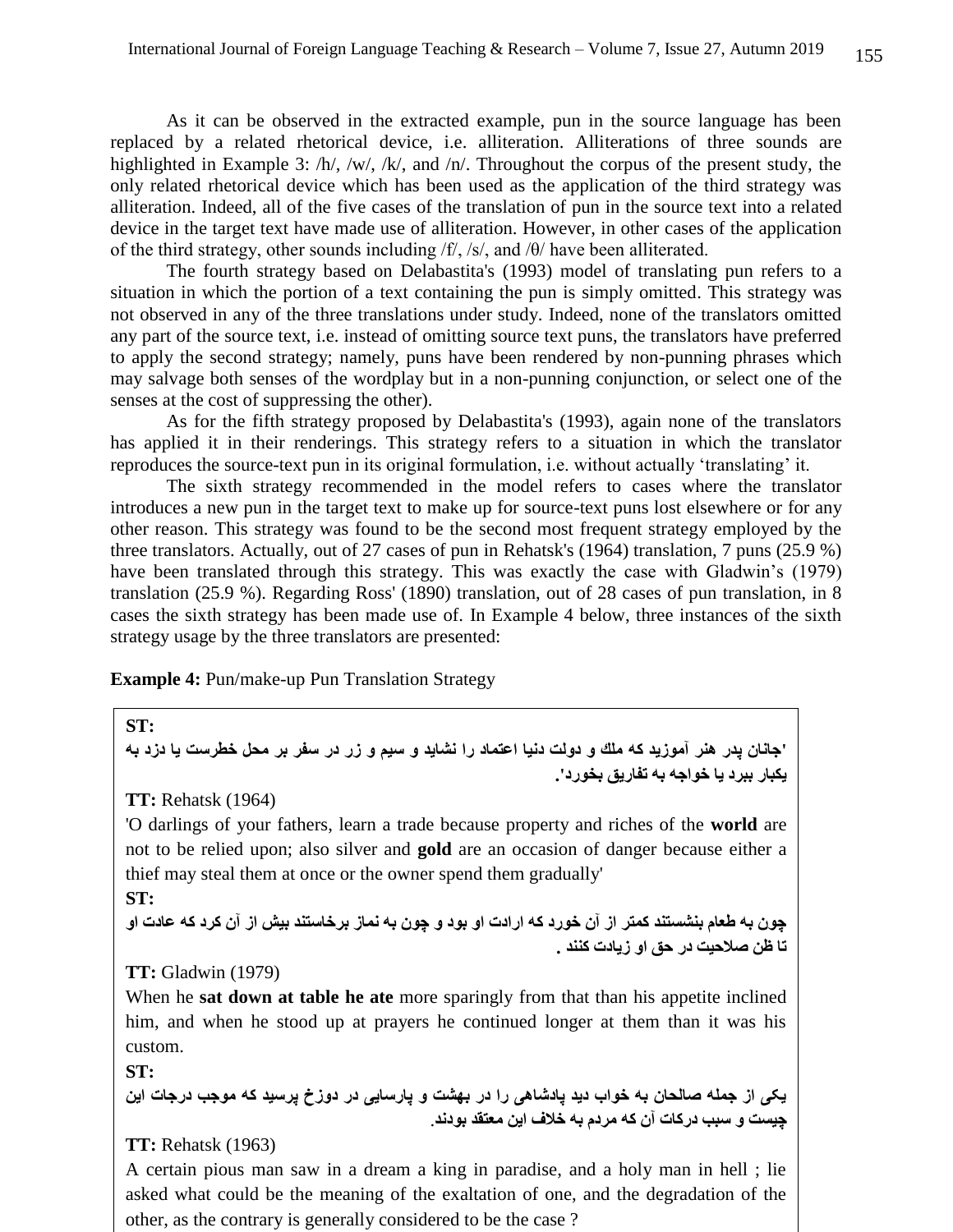As it can be observed in the extracted example, pun in the source language has been replaced by a related rhetorical device, i.e. alliteration. Alliterations of three sounds are highlighted in Example 3: /h/, /w/, /k/, and /n/. Throughout the corpus of the present study, the only related rhetorical device which has been used as the application of the third strategy was alliteration. Indeed, all of the five cases of the translation of pun in the source text into a related device in the target text have made use of alliteration. However, in other cases of the application of the third strategy, other sounds including /f/, /s/, and /θ/ have been alliterated.

The fourth strategy based on Delabastita's (1993) model of translating pun refers to a situation in which the portion of a text containing the pun is simply omitted. This strategy was not observed in any of the three translations under study. Indeed, none of the translators omitted any part of the source text, i.e. instead of omitting source text puns, the translators have preferred to apply the second strategy; namely, puns have been rendered by non-punning phrases which may salvage both senses of the wordplay but in a non-punning conjunction, or select one of the senses at the cost of suppressing the other).

As for the fifth strategy proposed by Delabastita's (1993), again none of the translators has applied it in their renderings. This strategy refers to a situation in which the translator reproduces the source-text pun in its original formulation, i.e. without actually 'translating' it.

The sixth strategy recommended in the model refers to cases where the translator introduces a new pun in the target text to make up for source-text puns lost elsewhere or for any other reason. This strategy was found to be the second most frequent strategy employed by the three translators. Actually, out of 27 cases of pun in Rehatsk's (1964) translation, 7 puns (25.9 %) have been translated through this strategy. This was exactly the case with Gladwin's (1979) translation (25.9 %). Regarding Ross' (1890) translation, out of 28 cases of pun translation, in 8 cases the sixth strategy has been made use of. In Example 4 below, three instances of the sixth strategy usage by the three translators are presented:

**Example 4:** Pun/make-up Pun Translation Strategy

**ST:**

'جانان پدر هنر آموزید که ملك و دولت دنیا اعتماد را نشاید و سیم و زر در سفر بر محل خطرست یا دزد به یکبار ببرد یا خواجه به تفاریق بخورد'.

**TT:** Rehatsk (1964)

'O darlings of your fathers, learn a trade because property and riches of the **world** are not to be relied upon; also silver and **gold** are an occasion of danger because either a thief may steal them at once or the owner spend them gradually'

**ST:**

چون به طعام بنشستند کمتر از آن خورد که ارادت او بود و چون به نماز برخاستند بیش از آن کرد که عادت او تا ظن صلاحیت در حق او زیادت کنند .

**TT:** Gladwin (1979)

When he **sat down at table he ate** more sparingly from that than his appetite inclined him, and when he stood up at prayers he continued longer at them than it was his custom.

**ST:**

یکی از جمله صالحان به خواب دید پادشاهی را در بهشت و پارسایی در دوزخ پرسید که موجب درجات این چیست و سبب درکات آن که مردم به خلاف این معتقد بودند.

**TT:** Rehatsk (1963)

A certain pious man saw in a dream a king in paradise, and a holy man in hell ; lie asked what could be the meaning of the exaltation of one, and the degradation of the other, as the contrary is generally considered to be the case ?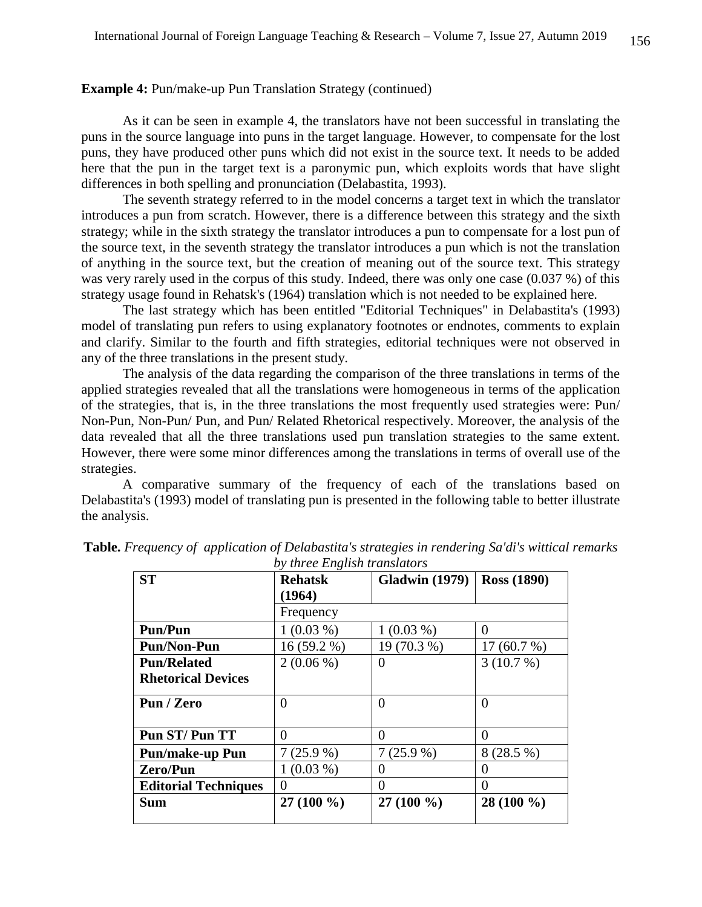**Example 4:** Pun/make-up Pun Translation Strategy (continued)

As it can be seen in example 4, the translators have not been successful in translating the puns in the source language into puns in the target language. However, to compensate for the lost puns, they have produced other puns which did not exist in the source text. It needs to be added here that the pun in the target text is a paronymic pun, which exploits words that have slight differences in both spelling and pronunciation (Delabastita, 1993).

The seventh strategy referred to in the model concerns a target text in which the translator introduces a pun from scratch. However, there is a difference between this strategy and the sixth strategy; while in the sixth strategy the translator introduces a pun to compensate for a lost pun of the source text, in the seventh strategy the translator introduces a pun which is not the translation of anything in the source text, but the creation of meaning out of the source text. This strategy was very rarely used in the corpus of this study. Indeed, there was only one case (0.037 %) of this strategy usage found in Rehatsk's (1964) translation which is not needed to be explained here.

The last strategy which has been entitled "Editorial Techniques" in Delabastita's (1993) model of translating pun refers to using explanatory footnotes or endnotes, comments to explain and clarify. Similar to the fourth and fifth strategies, editorial techniques were not observed in any of the three translations in the present study.

The analysis of the data regarding the comparison of the three translations in terms of the applied strategies revealed that all the translations were homogeneous in terms of the application of the strategies, that is, in the three translations the most frequently used strategies were: Pun/ Non-Pun, Non-Pun/ Pun, and Pun/ Related Rhetorical respectively. Moreover, the analysis of the data revealed that all the three translations used pun translation strategies to the same extent. However, there were some minor differences among the translations in terms of overall use of the strategies.

A comparative summary of the frequency of each of the translations based on Delabastita's (1993) model of translating pun is presented in the following table to better illustrate the analysis.

**Table.** *Frequency of application of Delabastita's strategies in rendering Sa'di's wittical remarks by three English translators*

| ST | Rehatsk (1964) | Gladwin (1979) | Ross (1890) |
|---|---|---|---|
| | Frequency | | |
| **Pun/Pun** | 1 (0.03 %) | 1 (0.03 %) | 0 |
| **Pun/Non-Pun** | 16 (59.2 %) | 19 (70.3 %) | 17 (60.7 %) |
| **Pun/Related Rhetorical Devices** | 2 (0.06 %) | 0 | 3 (10.7 %) |
| **Pun / Zero** | 0 | 0 | 0 |
| **Pun ST/ Pun TT** | 0 | 0 | 0 |
| **Pun/make-up Pun** | 7 (25.9 %) | 7 (25.9 %) | 8 (28.5 %) |
| **Zero/Pun** | 1 (0.03 %) | 0 | 0 |
| **Editorial Techniques** | 0 | 0 | 0 |
| **Sum** | **27 (100 %)** | **27 (100 %)** | **28 (100 %)** |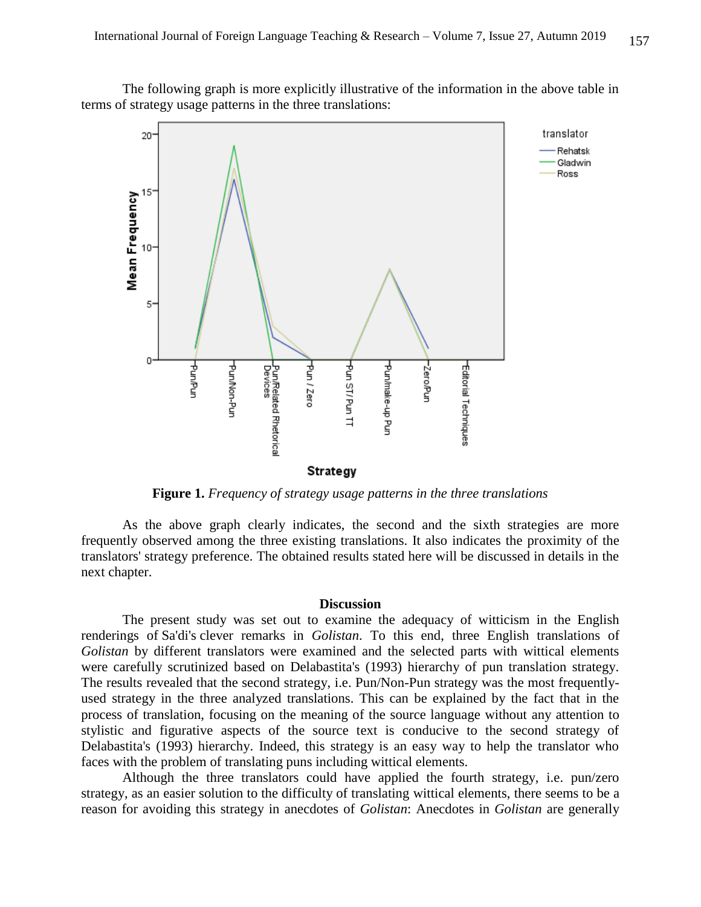The following graph is more explicitly illustrative of the information in the above table in terms of strategy usage patterns in the three translations:

**Figure 1.** *Frequency of strategy usage patterns in the three translations*

As the above graph clearly indicates, the second and the sixth strategies are more frequently observed among the three existing translations. It also indicates the proximity of the translators' strategy preference. The obtained results stated here will be discussed in details in the next chapter.

## Discussion

The present study was set out to examine the adequacy of witticism in the English renderings of Sa'di's clever remarks in *Golistan*. To this end, three English translations of *Golistan* by different translators were examined and the selected parts with wittical elements were carefully scrutinized based on Delabastita's (1993) hierarchy of pun translation strategy. The results revealed that the second strategy, i.e. Pun/Non-Pun strategy was the most frequently-used strategy in the three analyzed translations. This can be explained by the fact that in the process of translation, focusing on the meaning of the source language without any attention to stylistic and figurative aspects of the source text is conducive to the second strategy of Delabastita's (1993) hierarchy. Indeed, this strategy is an easy way to help the translator who faces with the problem of translating puns including wittical elements.

Although the three translators could have applied the fourth strategy, i.e. pun/zero strategy, as an easier solution to the difficulty of translating wittical elements, there seems to be a reason for avoiding this strategy in anecdotes of *Golistan*: Anecdotes in *Golistan* are generally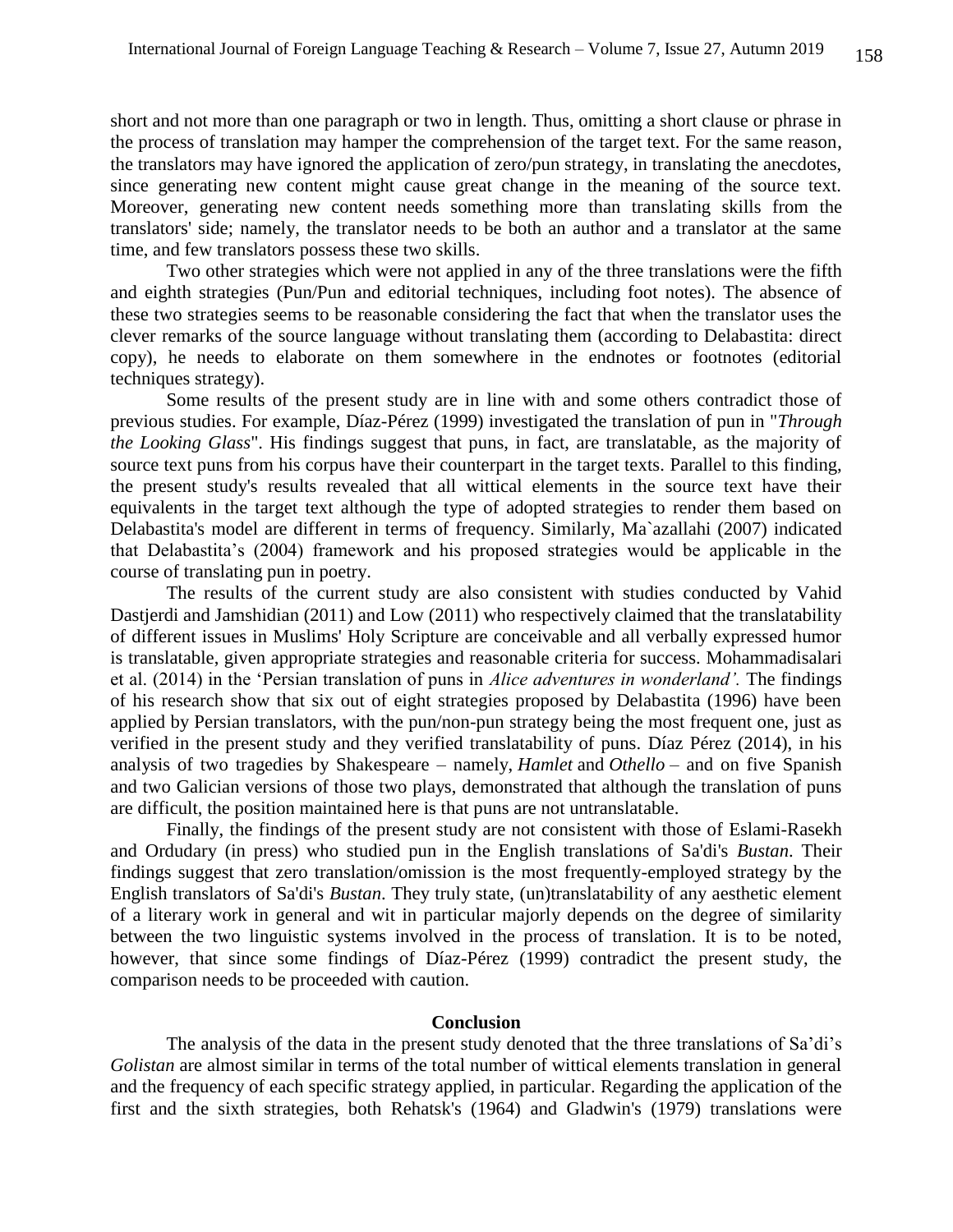short and not more than one paragraph or two in length. Thus, omitting a short clause or phrase in the process of translation may hamper the comprehension of the target text. For the same reason, the translators may have ignored the application of zero/pun strategy, in translating the anecdotes, since generating new content might cause great change in the meaning of the source text. Moreover, generating new content needs something more than translating skills from the translators' side; namely, the translator needs to be both an author and a translator at the same time, and few translators possess these two skills.

Two other strategies which were not applied in any of the three translations were the fifth and eighth strategies (Pun/Pun and editorial techniques, including foot notes). The absence of these two strategies seems to be reasonable considering the fact that when the translator uses the clever remarks of the source language without translating them (according to Delabastita: direct copy), he needs to elaborate on them somewhere in the endnotes or footnotes (editorial techniques strategy).

Some results of the present study are in line with and some others contradict those of previous studies. For example, Díaz-Pérez (1999) investigated the translation of pun in "*Through the Looking Glass*". His findings suggest that puns, in fact, are translatable, as the majority of source text puns from his corpus have their counterpart in the target texts. Parallel to this finding, the present study's results revealed that all wittical elements in the source text have their equivalents in the target text although the type of adopted strategies to render them based on Delabastita's model are different in terms of frequency. Similarly, Ma`azallahi (2007) indicated that Delabastita's (2004) framework and his proposed strategies would be applicable in the course of translating pun in poetry.

The results of the current study are also consistent with studies conducted by Vahid Dastjerdi and Jamshidian (2011) and Low (2011) who respectively claimed that the translatability of different issues in Muslims' Holy Scripture are conceivable and all verbally expressed humor is translatable, given appropriate strategies and reasonable criteria for success. Mohammadisalari et al. (2014) in the 'Persian translation of puns in *Alice adventures in wonderland'.* The findings of his research show that six out of eight strategies proposed by Delabastita (1996) have been applied by Persian translators, with the pun/non-pun strategy being the most frequent one, just as verified in the present study and they verified translatability of puns. Díaz Pérez (2014), in his analysis of two tragedies by Shakespeare – namely, *Hamlet* and *Othello* – and on five Spanish and two Galician versions of those two plays, demonstrated that although the translation of puns are difficult, the position maintained here is that puns are not untranslatable.

Finally, the findings of the present study are not consistent with those of Eslami-Rasekh and Ordudary (in press) who studied pun in the English translations of Sa'di's *Bustan*. Their findings suggest that zero translation/omission is the most frequently-employed strategy by the English translators of Sa'di's *Bustan*. They truly state, (un)translatability of any aesthetic element of a literary work in general and wit in particular majorly depends on the degree of similarity between the two linguistic systems involved in the process of translation. It is to be noted, however, that since some findings of Díaz-Pérez (1999) contradict the present study, the comparison needs to be proceeded with caution.

## Conclusion

The analysis of the data in the present study denoted that the three translations of Sa'di's *Golistan* are almost similar in terms of the total number of wittical elements translation in general and the frequency of each specific strategy applied, in particular. Regarding the application of the first and the sixth strategies, both Rehatsk's (1964) and Gladwin's (1979) translations were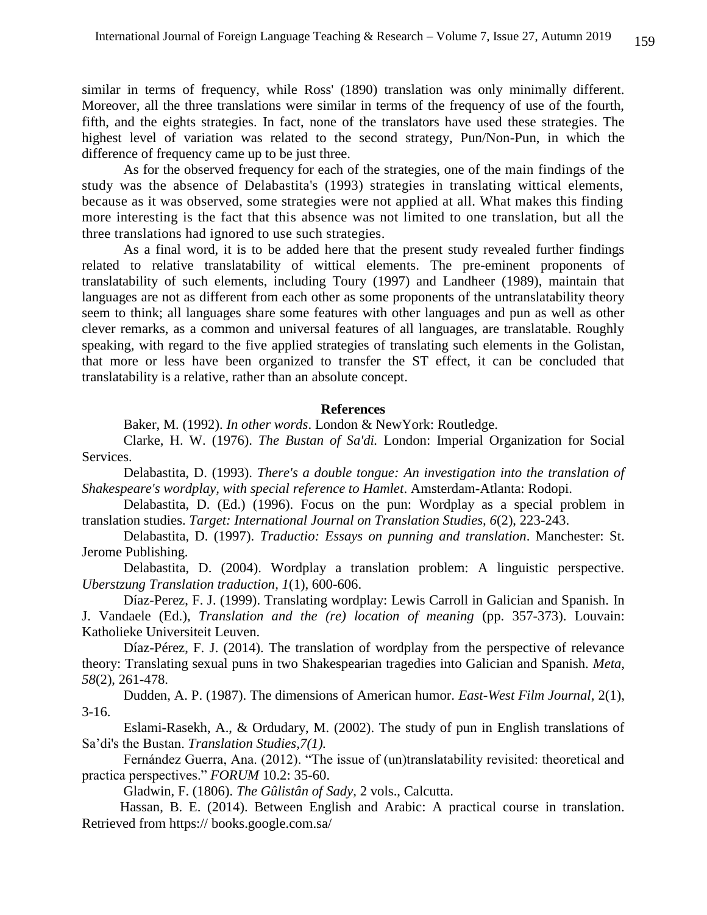similar in terms of frequency, while Ross' (1890) translation was only minimally different. Moreover, all the three translations were similar in terms of the frequency of use of the fourth, fifth, and the eights strategies. In fact, none of the translators have used these strategies. The highest level of variation was related to the second strategy, Pun/Non-Pun, in which the difference of frequency came up to be just three.

As for the observed frequency for each of the strategies, one of the main findings of the study was the absence of Delabastita's (1993) strategies in translating wittical elements, because as it was observed, some strategies were not applied at all. What makes this finding more interesting is the fact that this absence was not limited to one translation, but all the three translations had ignored to use such strategies.

As a final word, it is to be added here that the present study revealed further findings related to relative translatability of wittical elements. The pre-eminent proponents of translatability of such elements, including Toury (1997) and Landheer (1989), maintain that languages are not as different from each other as some proponents of the untranslatability theory seem to think; all languages share some features with other languages and pun as well as other clever remarks, as a common and universal features of all languages, are translatable. Roughly speaking, with regard to the five applied strategies of translating such elements in the Golistan, that more or less have been organized to transfer the ST effect, it can be concluded that translatability is a relative, rather than an absolute concept.

## References

Baker, M. (1992). *In other words*. London & NewYork: Routledge.

Clarke, H. W. (1976). *The Bustan of Sa'di.* London: Imperial Organization for Social Services.

Delabastita, D. (1993). *There's a double tongue: An investigation into the translation of Shakespeare's wordplay, with special reference to Hamlet*. Amsterdam-Atlanta: Rodopi.

Delabastita, D. (Ed.) (1996). Focus on the pun: Wordplay as a special problem in translation studies. *Target: International Journal on Translation Studies, 6*(2), 223-243.

Delabastita, D. (1997). *Traductio: Essays on punning and translation*. Manchester: St. Jerome Publishing.

Delabastita, D. (2004). Wordplay a translation problem: A linguistic perspective. *Uberstzung Translation traduction, 1*(1), 600-606.

Díaz-Perez, F. J. (1999). Translating wordplay: Lewis Carroll in Galician and Spanish. In J. Vandaele (Ed.), *Translation and the (re) location of meaning* (pp. 357-373). Louvain: Katholieke Universiteit Leuven.

Díaz-Pérez, F. J. (2014). The translation of wordplay from the perspective of relevance theory: Translating sexual puns in two Shakespearian tragedies into Galician and Spanish. *Meta, 58*(2), 261-478.

Dudden, A. P. (1987). The dimensions of American humor. *East-West Film Journal*, 2(1), 3-16.

Eslami-Rasekh, A., & Ordudary, M. (2002). The study of pun in English translations of Sa'di's the Bustan. *Translation Studies,7(1).*

Fernández Guerra, Ana. (2012). "The issue of (un)translatability revisited: theoretical and practica perspectives." *FORUM* 10.2: 35-60.

Gladwin, F. (1806). *The Gûlistân of Sady,* 2 vols., Calcutta.

Hassan, B. E. (2014). Between English and Arabic: A practical course in translation. Retrieved from https:// books.google.com.sa/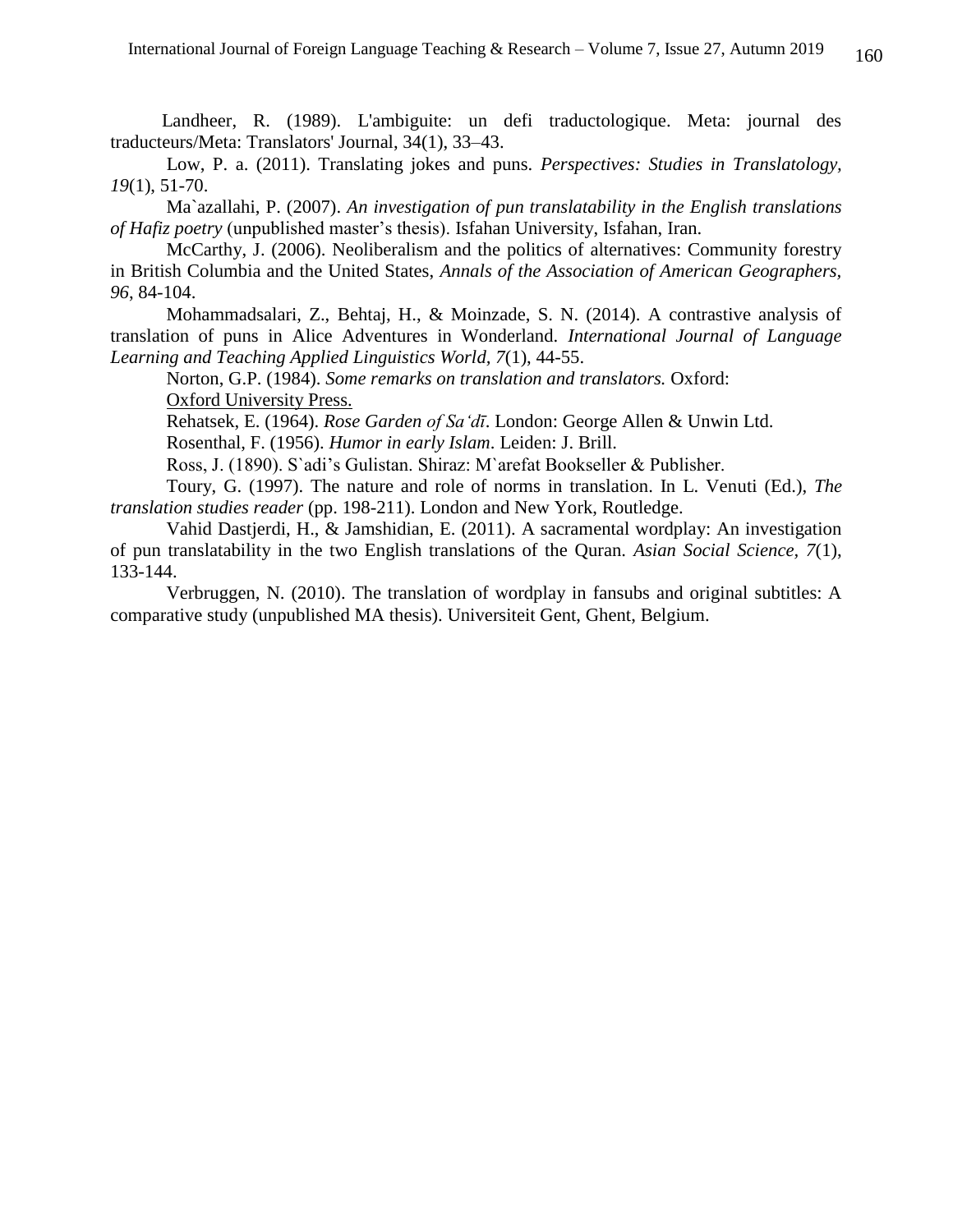Landheer, R. (1989). L'ambiguite: un defi traductologique. Meta: journal des traducteurs/Meta: Translators' Journal, 34(1), 33–43.

Low, P. a. (2011). Translating jokes and puns. *Perspectives: Studies in Translatology, 19*(1), 51-70.

Ma`azallahi, P. (2007). *An investigation of pun translatability in the English translations of Hafiz poetry* (unpublished master's thesis). Isfahan University, Isfahan, Iran.

McCarthy, J. (2006). Neoliberalism and the politics of alternatives: Community forestry in British Columbia and the United States, *Annals of the Association of American Geographers, 96*, 84-104.

Mohammadsalari, Z., Behtaj, H., & Moinzade, S. N. (2014). A contrastive analysis of translation of puns in Alice Adventures in Wonderland. *International Journal of Language Learning and Teaching Applied Linguistics World, 7*(1), 44-55.

Norton, G.P. (1984). *Some remarks on translation and translators.* Oxford: Oxford University Press.

Rehatsek, E. (1964). *Rose Garden of Sa'dī*. London: George Allen & Unwin Ltd.

Rosenthal, F. (1956). *Humor in early Islam*. Leiden: J. Brill.

Ross, J. (1890). S`adi's Gulistan. Shiraz: M`arefat Bookseller & Publisher.

Toury, G. (1997). The nature and role of norms in translation. In L. Venuti (Ed.), *The translation studies reader* (pp. 198-211). London and New York, Routledge.

Vahid Dastjerdi, H., & Jamshidian, E. (2011). A sacramental wordplay: An investigation of pun translatability in the two English translations of the Quran. *Asian Social Science, 7*(1), 133-144.

Verbruggen, N. (2010). The translation of wordplay in fansubs and original subtitles: A comparative study (unpublished MA thesis). Universiteit Gent, Ghent, Belgium.